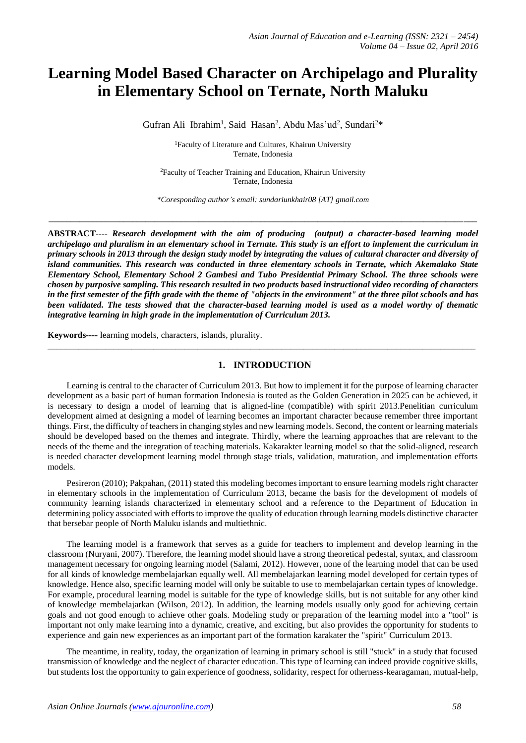# Learning Model Based Character on Archipelago and Plurality in Elementary School on Ternate, North Maluku

Gufran Ali Ibrahim[1], Said Hasan[2], Abdu Mas'ud[2], Sundari[2]*

[1]Faculty of Literature and Cultures, Khairun University
Ternate, Indonesia

[2]Faculty of Teacher Training and Education, Khairun University
Ternate, Indonesia

*Coresponding author's email: sundariunkhair08 [AT] gmail.com

---

**ABSTRACT**---- ***Research development with the aim of producing (output) a character-based learning model archipelago and pluralism in an elementary school in Ternate. This study is an effort to implement the curriculum in primary schools in 2013 through the design study model by integrating the values of cultural character and diversity of island communities. This research was conducted in three elementary schools in Ternate, which Akemalako State Elementary School, Elementary School 2 Gambesi and Tubo Presidential Primary School. The three schools were chosen by purposive sampling. This research resulted in two products based instructional video recording of characters in the first semester of the fifth grade with the theme of "objects in the environment" at the three pilot schools and has been validated. The tests showed that the character-based learning model is used as a model worthy of thematic integrative learning in high grade in the implementation of Curriculum 2013.***

**Keywords----** learning models, characters, islands, plurality.

---

## 1. INTRODUCTION

Learning is central to the character of Curriculum 2013. But how to implement it for the purpose of learning character development as a basic part of human formation Indonesia is touted as the Golden Generation in 2025 can be achieved, it is necessary to design a model of learning that is aligned-line (compatible) with spirit 2013.Penelitian curriculum development aimed at designing a model of learning becomes an important character because remember three important things. First, the difficulty of teachers in changing styles and new learning models. Second, the content or learning materials should be developed based on the themes and integrate. Thirdly, where the learning approaches that are relevant to the needs of the theme and the integration of teaching materials. Kakarakter learning model so that the solid-aligned, research is needed character development learning model through stage trials, validation, maturation, and implementation efforts models.

Pesireron (2010); Pakpahan, (2011) stated this modeling becomes important to ensure learning models right character in elementary schools in the implementation of Curriculum 2013, became the basis for the development of models of community learning islands characterized in elementary school and a reference to the Department of Education in determining policy associated with efforts to improve the quality of education through learning models distinctive character that bersebar people of North Maluku islands and multiethnic.

The learning model is a framework that serves as a guide for teachers to implement and develop learning in the classroom (Nuryani, 2007). Therefore, the learning model should have a strong theoretical pedestal, syntax, and classroom management necessary for ongoing learning model (Salami, 2012). However, none of the learning model that can be used for all kinds of knowledge membelajarkan equally well. All membelajarkan learning model developed for certain types of knowledge. Hence also, specific learning model will only be suitable to use to membelajarkan certain types of knowledge. For example, procedural learning model is suitable for the type of knowledge skills, but is not suitable for any other kind of knowledge membelajarkan (Wilson, 2012). In addition, the learning models usually only good for achieving certain goals and not good enough to achieve other goals. Modeling study or preparation of the learning model into a "tool" is important not only make learning into a dynamic, creative, and exciting, but also provides the opportunity for students to experience and gain new experiences as an important part of the formation karakater the "spirit" Curriculum 2013.

The meantime, in reality, today, the organization of learning in primary school is still "stuck" in a study that focused transmission of knowledge and the neglect of character education. This type of learning can indeed provide cognitive skills, but students lost the opportunity to gain experience of goodness, solidarity, respect for otherness-kearagaman, mutual-help,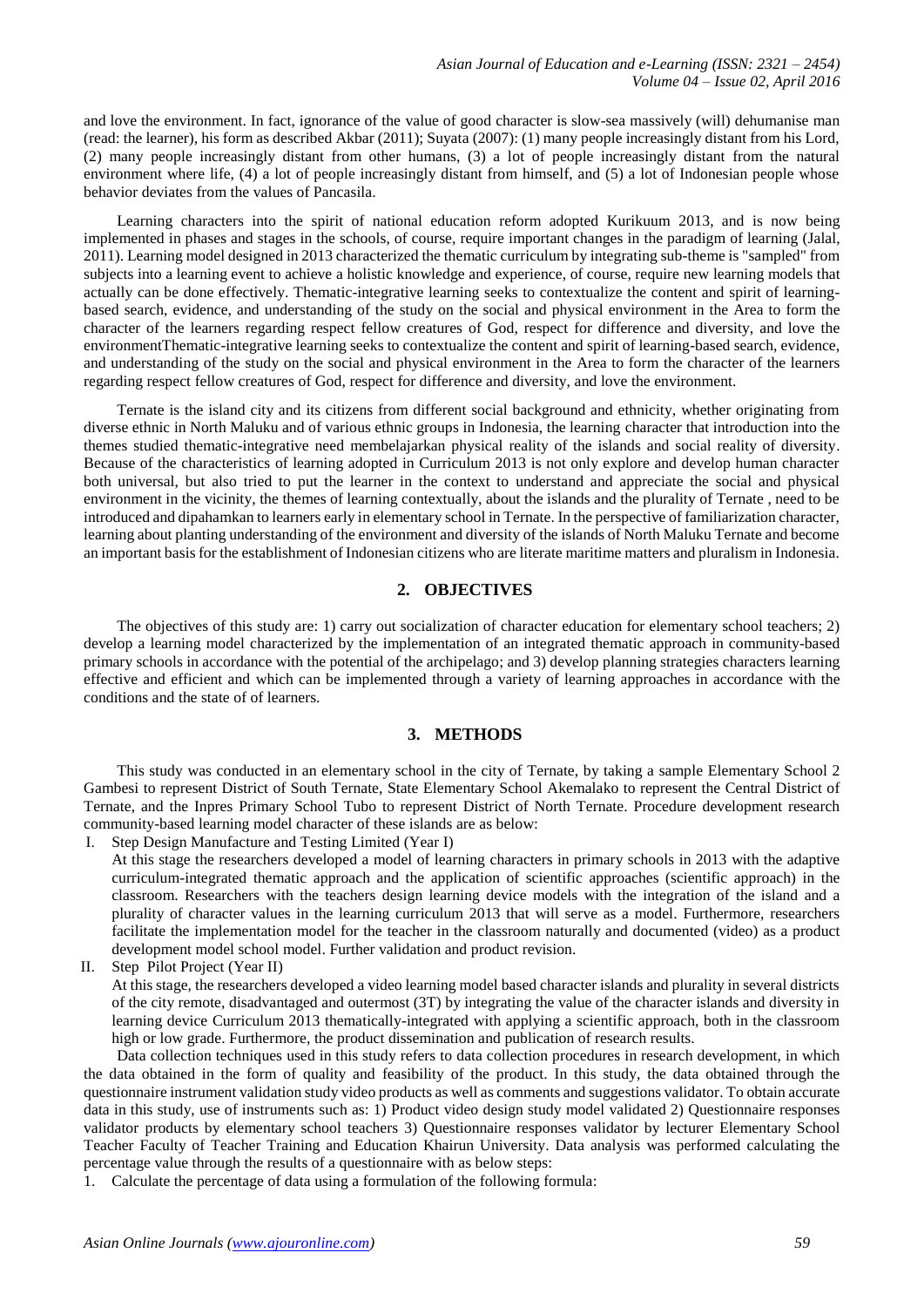and love the environment. In fact, ignorance of the value of good character is slow-sea massively (will) dehumanise man (read: the learner), his form as described Akbar (2011); Suyata (2007): (1) many people increasingly distant from his Lord, (2) many people increasingly distant from other humans, (3) a lot of people increasingly distant from the natural environment where life, (4) a lot of people increasingly distant from himself, and (5) a lot of Indonesian people whose behavior deviates from the values of Pancasila.

Learning characters into the spirit of national education reform adopted Kurikuum 2013, and is now being implemented in phases and stages in the schools, of course, require important changes in the paradigm of learning (Jalal, 2011). Learning model designed in 2013 characterized the thematic curriculum by integrating sub-theme is "sampled" from subjects into a learning event to achieve a holistic knowledge and experience, of course, require new learning models that actually can be done effectively. Thematic-integrative learning seeks to contextualize the content and spirit of learning-based search, evidence, and understanding of the study on the social and physical environment in the Area to form the character of the learners regarding respect fellow creatures of God, respect for difference and diversity, and love the environmentThematic-integrative learning seeks to contextualize the content and spirit of learning-based search, evidence, and understanding of the study on the social and physical environment in the Area to form the character of the learners regarding respect fellow creatures of God, respect for difference and diversity, and love the environment.

Ternate is the island city and its citizens from different social background and ethnicity, whether originating from diverse ethnic in North Maluku and of various ethnic groups in Indonesia, the learning character that introduction into the themes studied thematic-integrative need membelajarkan physical reality of the islands and social reality of diversity. Because of the characteristics of learning adopted in Curriculum 2013 is not only explore and develop human character both universal, but also tried to put the learner in the context to understand and appreciate the social and physical environment in the vicinity, the themes of learning contextually, about the islands and the plurality of Ternate , need to be introduced and dipahamkan to learners early in elementary school in Ternate. In the perspective of familiarization character, learning about planting understanding of the environment and diversity of the islands of North Maluku Ternate and become an important basis for the establishment of Indonesian citizens who are literate maritime matters and pluralism in Indonesia.

## 2. OBJECTIVES

The objectives of this study are: 1) carry out socialization of character education for elementary school teachers; 2) develop a learning model characterized by the implementation of an integrated thematic approach in community-based primary schools in accordance with the potential of the archipelago; and 3) develop planning strategies characters learning effective and efficient and which can be implemented through a variety of learning approaches in accordance with the conditions and the state of of learners.

## 3. METHODS

This study was conducted in an elementary school in the city of Ternate, by taking a sample Elementary School 2 Gambesi to represent District of South Ternate, State Elementary School Akemalako to represent the Central District of Ternate, and the Inpres Primary School Tubo to represent District of North Ternate. Procedure development research community-based learning model character of these islands are as below:

I. Step Design Manufacture and Testing Limited (Year I)
   At this stage the researchers developed a model of learning characters in primary schools in 2013 with the adaptive curriculum-integrated thematic approach and the application of scientific approaches (scientific approach) in the classroom. Researchers with the teachers design learning device models with the integration of the island and a plurality of character values in the learning curriculum 2013 that will serve as a model. Furthermore, researchers facilitate the implementation model for the teacher in the classroom naturally and documented (video) as a product development model school model. Further validation and product revision.

II. Step Pilot Project (Year II)
   At this stage, the researchers developed a video learning model based character islands and plurality in several districts of the city remote, disadvantaged and outermost (3T) by integrating the value of the character islands and diversity in learning device Curriculum 2013 thematically-integrated with applying a scientific approach, both in the classroom high or low grade. Furthermore, the product dissemination and publication of research results.

Data collection techniques used in this study refers to data collection procedures in research development, in which the data obtained in the form of quality and feasibility of the product. In this study, the data obtained through the questionnaire instrument validation study video products as well as comments and suggestions validator. To obtain accurate data in this study, use of instruments such as: 1) Product video design study model validated 2) Questionnaire responses validator products by elementary school teachers 3) Questionnaire responses validator by lecturer Elementary School Teacher Faculty of Teacher Training and Education Khairun University. Data analysis was performed calculating the percentage value through the results of a questionnaire with as below steps:

1. Calculate the percentage of data using a formulation of the following formula: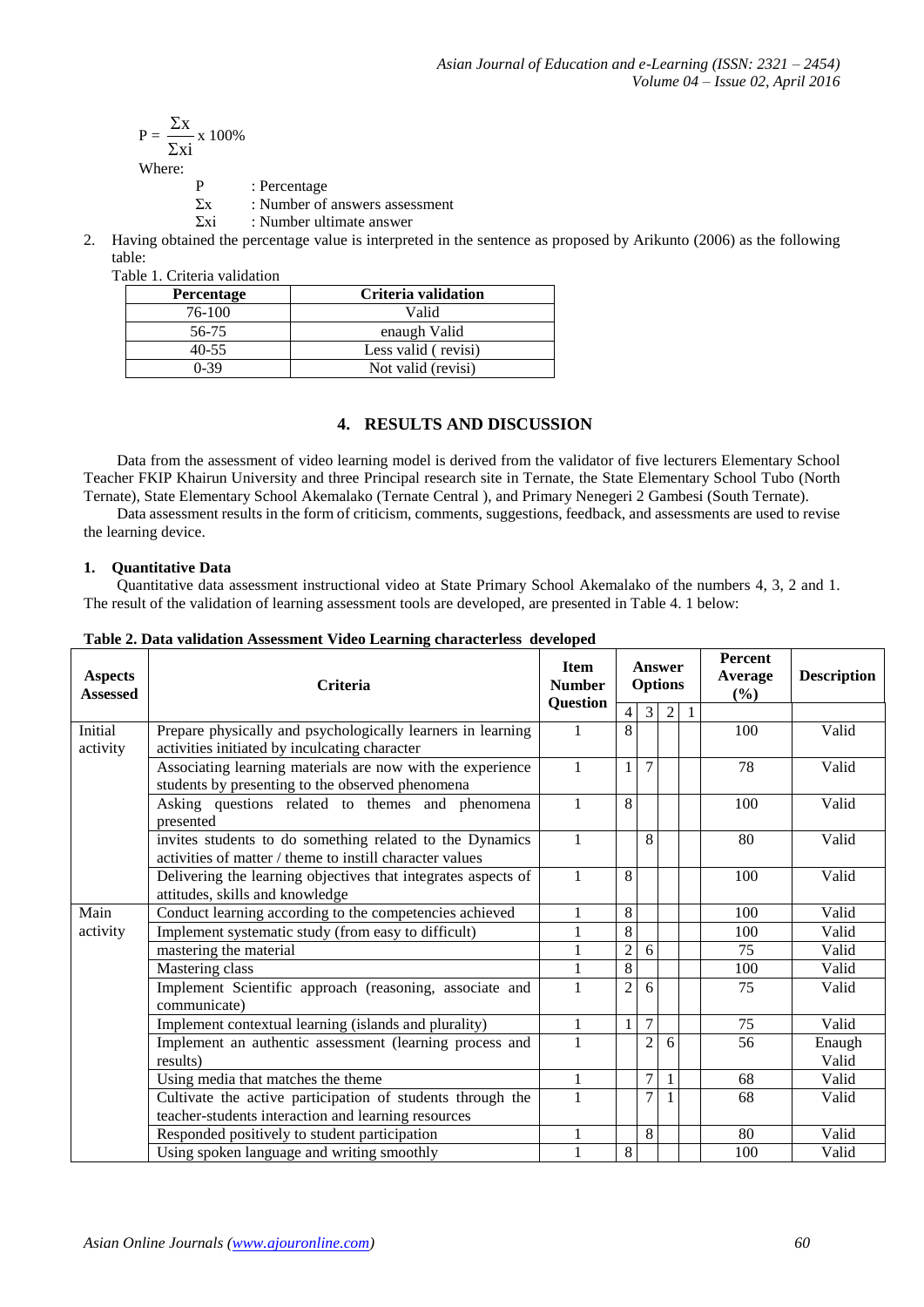$$P = \frac{\Sigma x}{\Sigma xi} \times 100\%$$

Where:

- P : Percentage
- $\Sigma x$ : Number of answers assessment
- $\Sigma xi$ : Number ultimate answer

2. Having obtained the percentage value is interpreted in the sentence as proposed by Arikunto (2006) as the following table:

Table 1. Criteria validation

| Percentage | Criteria validation |
|---|---|
| 76-100 | Valid |
| 56-75 | enaugh Valid |
| 40-55 | Less valid ( revisi) |
| 0-39 | Not valid (revisi) |

## 4. RESULTS AND DISCUSSION

Data from the assessment of video learning model is derived from the validator of five lecturers Elementary School Teacher FKIP Khairun University and three Principal research site in Ternate, the State Elementary School Tubo (North Ternate), State Elementary School Akemalako (Ternate Central ), and Primary Nenegeri 2 Gambesi (South Ternate).

Data assessment results in the form of criticism, comments, suggestions, feedback, and assessments are used to revise the learning device.

### 1. Quantitative Data

Quantitative data assessment instructional video at State Primary School Akemalako of the numbers 4, 3, 2 and 1. The result of the validation of learning assessment tools are developed, are presented in Table 4. 1 below:

**Table 2. Data validation Assessment Video Learning characterless developed**

| Aspects Assessed | Criteria | Item Number Question | Answer Options | | | | Percent Average (%) | Description |
|---|---|---|---|---|---|---|---|---|
| | | | 4 | 3 | 2 | 1 | | |
| Initial activity | Prepare physically and psychologically learners in learning activities initiated by inculcating character | 1 | 8 | | | | 100 | Valid |
| | Associating learning materials are now with the experience students by presenting to the observed phenomena | 1 | 1 | 7 | | | 78 | Valid |
| | Asking questions related to themes and phenomena presented | 1 | 8 | | | | 100 | Valid |
| | invites students to do something related to the Dynamics activities of matter / theme to instill character values | 1 | | 8 | | | 80 | Valid |
| | Delivering the learning objectives that integrates aspects of attitudes, skills and knowledge | 1 | 8 | | | | 100 | Valid |
| Main activity | Conduct learning according to the competencies achieved | 1 | 8 | | | | 100 | Valid |
| | Implement systematic study (from easy to difficult) | 1 | 8 | | | | 100 | Valid |
| | mastering the material | 1 | 2 | 6 | | | 75 | Valid |
| | Mastering class | 1 | 8 | | | | 100 | Valid |
| | Implement Scientific approach (reasoning, associate and communicate) | 1 | 2 | 6 | | | 75 | Valid |
| | Implement contextual learning (islands and plurality) | 1 | 1 | 7 | | | 75 | Valid |
| | Implement an authentic assessment (learning process and results) | 1 | | 2 | 6 | | 56 | Enaugh Valid |
| | Using media that matches the theme | 1 | | 7 | 1 | | 68 | Valid |
| | Cultivate the active participation of students through the teacher-students interaction and learning resources | 1 | | 7 | 1 | | 68 | Valid |
| | Responded positively to student participation | 1 | | 8 | | | 80 | Valid |
| | Using spoken language and writing smoothly | 1 | 8 | | | | 100 | Valid |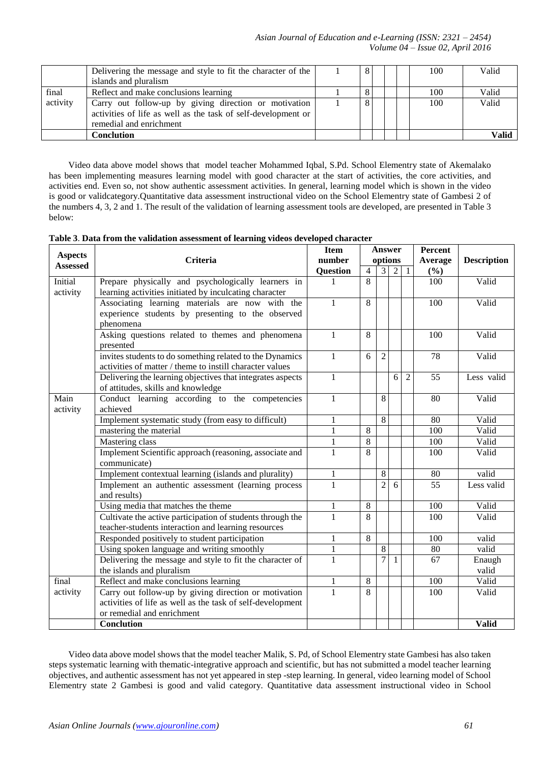|  | Delivering the message and style to fit the character of the islands and pluralism | 1 | 8 |  |  |  | 100 | Valid |
|---|---|---|---|---|---|---|---|---|
| final activity | Reflect and make conclusions learning | 1 | 8 |  |  |  | 100 | Valid |
|  | Carry out follow-up by giving direction or motivation activities of life as well as the task of self-development or remedial and enrichment | 1 | 8 |  |  |  | 100 | Valid |
|  | **Conclution** |  |  |  |  |  |  | **Valid** |

Video data above model shows that model teacher Mohammed Iqbal, S.Pd. School Elementry state of Akemalako has been implementing measures learning model with good character at the start of activities, the core activities, and activities end. Even so, not show authentic assessment activities. In general, learning model which is shown in the video is good or validcategory.Quantitative data assessment instructional video on the School Elementry state of Gambesi 2 of the numbers 4, 3, 2 and 1. The result of the validation of learning assessment tools are developed, are presented in Table 3 below:

**Table 3**. **Data from the validation assessment of learning videos developed character**

| Aspects Assessed | Criteria | Item number Question | Answer options |  |  |  | Percent Average (%) | Description |
|---|---|---|---|---|---|---|---|---|
|  |  |  | 4 | 3 | 2 | 1 |  |  |
| Initial activity | Prepare physically and psychologically learners in learning activities initiated by inculcating character | 1 | 8 |  |  |  | 100 | Valid |
|  | Associating learning materials are now with the experience students by presenting to the observed phenomena | 1 | 8 |  |  |  | 100 | Valid |
|  | Asking questions related to themes and phenomena presented | 1 | 8 |  |  |  | 100 | Valid |
|  | invites students to do something related to the Dynamics activities of matter / theme to instill character values | 1 | 6 | 2 |  |  | 78 | Valid |
|  | Delivering the learning objectives that integrates aspects of attitudes, skills and knowledge | 1 |  |  | 6 | 2 | 55 | Less valid |
| Main activity | Conduct learning according to the competencies achieved | 1 |  | 8 |  |  | 80 | Valid |
|  | Implement systematic study (from easy to difficult) | 1 |  | 8 |  |  | 80 | Valid |
|  | mastering the material | 1 | 8 |  |  |  | 100 | Valid |
|  | Mastering class | 1 | 8 |  |  |  | 100 | Valid |
|  | Implement Scientific approach (reasoning, associate and communicate) | 1 | 8 |  |  |  | 100 | Valid |
|  | Implement contextual learning (islands and plurality) | 1 |  | 8 |  |  | 80 | valid |
|  | Implement an authentic assessment (learning process and results) | 1 |  | 2 | 6 |  | 55 | Less valid |
|  | Using media that matches the theme | 1 | 8 |  |  |  | 100 | Valid |
|  | Cultivate the active participation of students through the teacher-students interaction and learning resources | 1 | 8 |  |  |  | 100 | Valid |
|  | Responded positively to student participation | 1 | 8 |  |  |  | 100 | valid |
|  | Using spoken language and writing smoothly | 1 |  | 8 |  |  | 80 | valid |
|  | Delivering the message and style to fit the character of the islands and pluralism | 1 |  | 7 | 1 |  | 67 | Enaugh valid |
| final activity | Reflect and make conclusions learning | 1 | 8 |  |  |  | 100 | Valid |
|  | Carry out follow-up by giving direction or motivation activities of life as well as the task of self-development or remedial and enrichment | 1 | 8 |  |  |  | 100 | Valid |
|  | **Conclution** |  |  |  |  |  |  | **Valid** |

Video data above model shows that the model teacher Malik, S. Pd, of School Elementry state Gambesi has also taken steps systematic learning with thematic-integrative approach and scientific, but has not submitted a model teacher learning objectives, and authentic assessment has not yet appeared in step -step learning. In general, video learning model of School Elementry state 2 Gambesi is good and valid category. Quantitative data assessment instructional video in School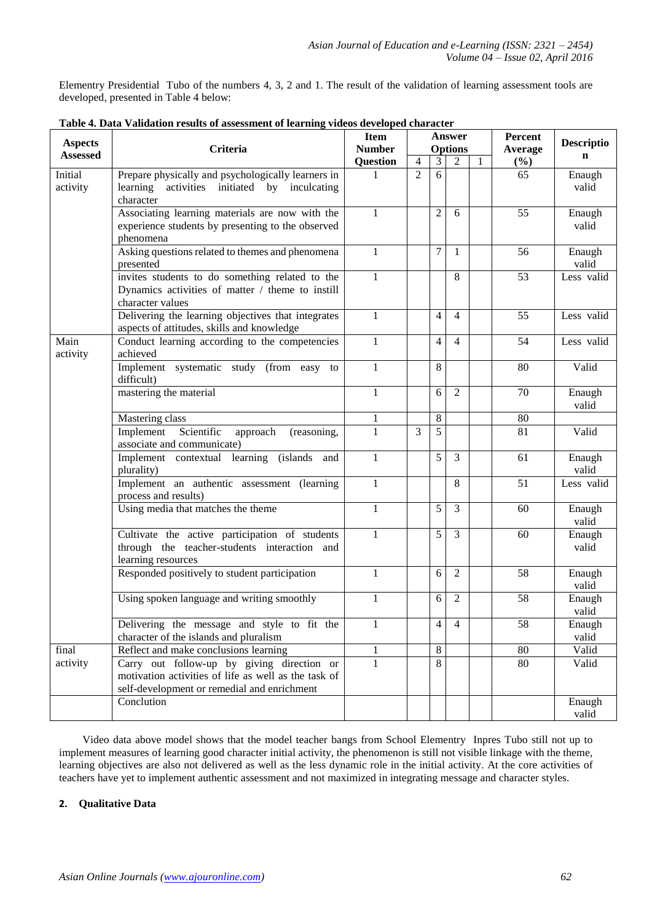Elementry Presidential Tubo of the numbers 4, 3, 2 and 1. The result of the validation of learning assessment tools are developed, presented in Table 4 below:

**Table 4. Data Validation results of assessment of learning videos developed character**

| Aspects Assessed | Criteria | Item Number Question | Answer Options | | | | Percent Average (%) | Description |
|---|---|---|---|---|---|---|---|---|
| | | | 4 | 3 | 2 | 1 | | |
| Initial activity | Prepare physically and psychologically learners in learning activities initiated by inculcating character | 1 | 2 | 6 | | | 65 | Enaugh valid |
| | Associating learning materials are now with the experience students by presenting to the observed phenomena | 1 | | 2 | 6 | | 55 | Enaugh valid |
| | Asking questions related to themes and phenomena presented | 1 | | 7 | 1 | | 56 | Enaugh valid |
| | invites students to do something related to the Dynamics activities of matter / theme to instill character values | 1 | | | 8 | | 53 | Less valid |
| | Delivering the learning objectives that integrates aspects of attitudes, skills and knowledge | 1 | | 4 | 4 | | 55 | Less valid |
| Main activity | Conduct learning according to the competencies achieved | 1 | | 4 | 4 | | 54 | Less valid |
| | Implement systematic study (from easy to difficult) | 1 | | 8 | | | 80 | Valid |
| | mastering the material | 1 | | 6 | 2 | | 70 | Enaugh valid |
| | Mastering class | 1 | | 8 | | | 80 | |
| | Implement Scientific approach (reasoning, associate and communicate) | 1 | 3 | 5 | | | 81 | Valid |
| | Implement contextual learning (islands and plurality) | 1 | | 5 | 3 | | 61 | Enaugh valid |
| | Implement an authentic assessment (learning process and results) | 1 | | | 8 | | 51 | Less valid |
| | Using media that matches the theme | 1 | | 5 | 3 | | 60 | Enaugh valid |
| | Cultivate the active participation of students through the teacher-students interaction and learning resources | 1 | | 5 | 3 | | 60 | Enaugh valid |
| | Responded positively to student participation | 1 | | 6 | 2 | | 58 | Enaugh valid |
| | Using spoken language and writing smoothly | 1 | | 6 | 2 | | 58 | Enaugh valid |
| | Delivering the message and style to fit the character of the islands and pluralism | 1 | | 4 | 4 | | 58 | Enaugh valid |
| final activity | Reflect and make conclusions learning | 1 | | 8 | | | 80 | Valid |
| | Carry out follow-up by giving direction or motivation activities of life as well as the task of self-development or remedial and enrichment | 1 | | 8 | | | 80 | Valid |
| | Conclution | | | | | | | Enaugh valid |

Video data above model shows that the model teacher bangs from School Elementry Inpres Tubo still not up to implement measures of learning good character initial activity, the phenomenon is still not visible linkage with the theme, learning objectives are also not delivered as well as the less dynamic role in the initial activity. At the core activities of teachers have yet to implement authentic assessment and not maximized in integrating message and character styles.

**2. Qualitative Data**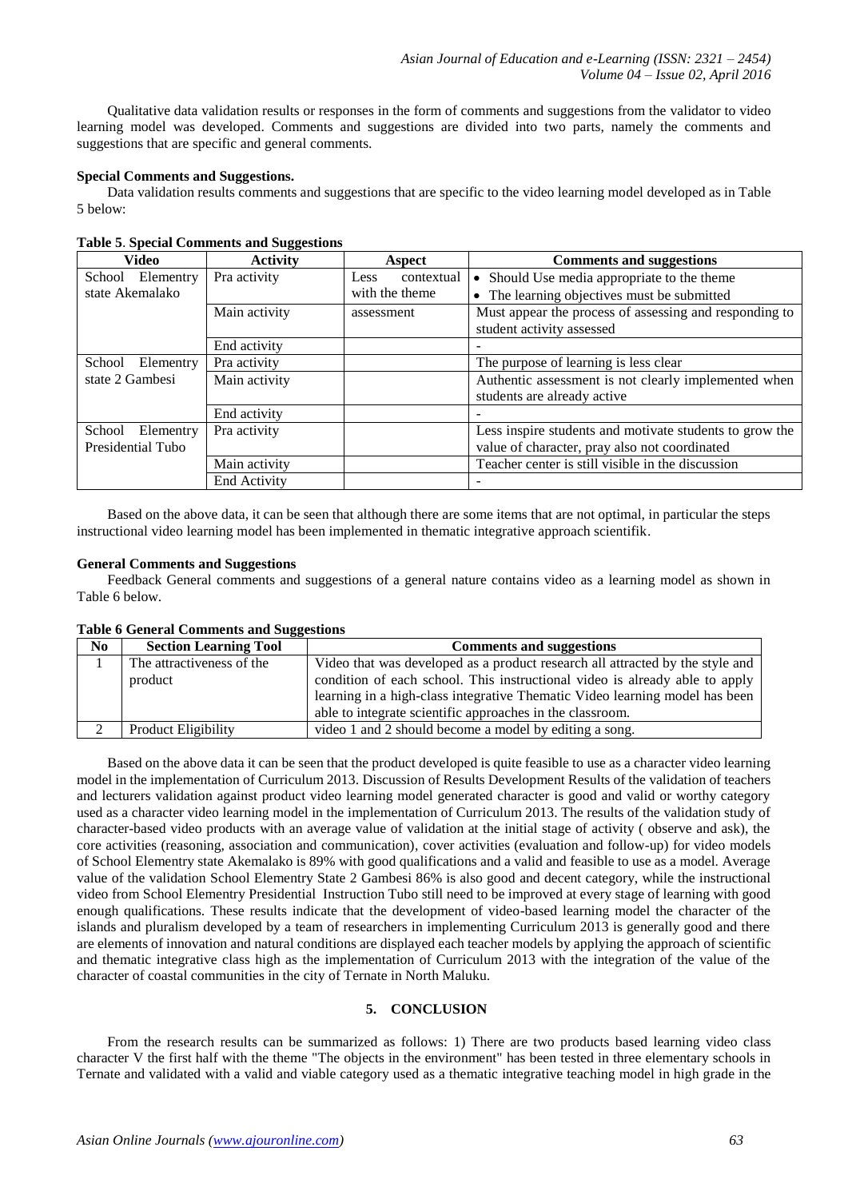Qualitative data validation results or responses in the form of comments and suggestions from the validator to video learning model was developed. Comments and suggestions are divided into two parts, namely the comments and suggestions that are specific and general comments.

**Special Comments and Suggestions.**

Data validation results comments and suggestions that are specific to the video learning model developed as in Table 5 below:

**Table 5**. **Special Comments and Suggestions**

| Video | Activity | Aspect | Comments and suggestions |
|---|---|---|---|
| School Elementry state Akemalako | Pra activity | Less contextual with the theme | • Should Use media appropriate to the theme<br>• The learning objectives must be submitted |
| | Main activity | assessment | Must appear the process of assessing and responding to student activity assessed |
| | End activity | | - |
| School Elementry state 2 Gambesi | Pra activity | | The purpose of learning is less clear |
| | Main activity | | Authentic assessment is not clearly implemented when students are already active |
| | End activity | | - |
| School Elementry Presidential Tubo | Pra activity | | Less inspire students and motivate students to grow the value of character, pray also not coordinated |
| | Main activity | | Teacher center is still visible in the discussion |
| | End Activity | | - |

Based on the above data, it can be seen that although there are some items that are not optimal, in particular the steps instructional video learning model has been implemented in thematic integrative approach scientifik.

**General Comments and Suggestions**

Feedback General comments and suggestions of a general nature contains video as a learning model as shown in Table 6 below.

**Table 6 General Comments and Suggestions**

| No | Section Learning Tool | Comments and suggestions |
|---|---|---|
| 1 | The attractiveness of the product | Video that was developed as a product research all attracted by the style and condition of each school. This instructional video is already able to apply learning in a high-class integrative Thematic Video learning model has been able to integrate scientific approaches in the classroom. |
| 2 | Product Eligibility | video 1 and 2 should become a model by editing a song. |

Based on the above data it can be seen that the product developed is quite feasible to use as a character video learning model in the implementation of Curriculum 2013. Discussion of Results Development Results of the validation of teachers and lecturers validation against product video learning model generated character is good and valid or worthy category used as a character video learning model in the implementation of Curriculum 2013. The results of the validation study of character-based video products with an average value of validation at the initial stage of activity ( observe and ask), the core activities (reasoning, association and communication), cover activities (evaluation and follow-up) for video models of School Elementry state Akemalako is 89% with good qualifications and a valid and feasible to use as a model. Average value of the validation School Elementry State 2 Gambesi 86% is also good and decent category, while the instructional video from School Elementry Presidential Instruction Tubo still need to be improved at every stage of learning with good enough qualifications. These results indicate that the development of video-based learning model the character of the islands and pluralism developed by a team of researchers in implementing Curriculum 2013 is generally good and there are elements of innovation and natural conditions are displayed each teacher models by applying the approach of scientific and thematic integrative class high as the implementation of Curriculum 2013 with the integration of the value of the character of coastal communities in the city of Ternate in North Maluku.

## 5. CONCLUSION

From the research results can be summarized as follows: 1) There are two products based learning video class character V the first half with the theme "The objects in the environment" has been tested in three elementary schools in Ternate and validated with a valid and viable category used as a thematic integrative teaching model in high grade in the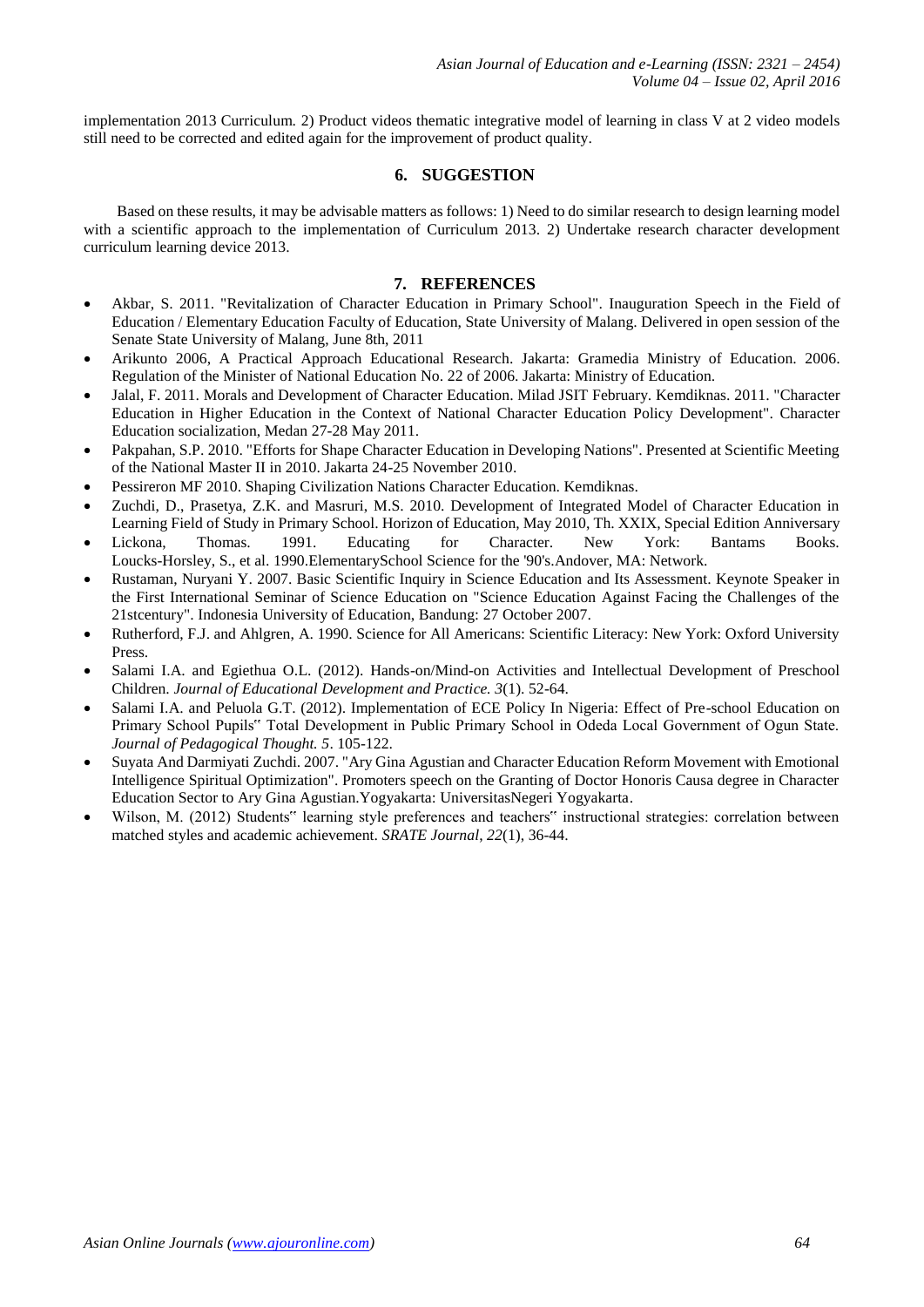implementation 2013 Curriculum. 2) Product videos thematic integrative model of learning in class V at 2 video models still need to be corrected and edited again for the improvement of product quality.

## 6. SUGGESTION

Based on these results, it may be advisable matters as follows: 1) Need to do similar research to design learning model with a scientific approach to the implementation of Curriculum 2013. 2) Undertake research character development curriculum learning device 2013.

## 7. REFERENCES

- Akbar, S. 2011. "Revitalization of Character Education in Primary School". Inauguration Speech in the Field of Education / Elementary Education Faculty of Education, State University of Malang. Delivered in open session of the Senate State University of Malang, June 8th, 2011
- Arikunto 2006, A Practical Approach Educational Research. Jakarta: Gramedia Ministry of Education. 2006. Regulation of the Minister of National Education No. 22 of 2006. Jakarta: Ministry of Education.
- Jalal, F. 2011. Morals and Development of Character Education. Milad JSIT February. Kemdiknas. 2011. "Character Education in Higher Education in the Context of National Character Education Policy Development". Character Education socialization, Medan 27-28 May 2011.
- Pakpahan, S.P. 2010. "Efforts for Shape Character Education in Developing Nations". Presented at Scientific Meeting of the National Master II in 2010. Jakarta 24-25 November 2010.
- Pessireron MF 2010. Shaping Civilization Nations Character Education. Kemdiknas.
- Zuchdi, D., Prasetya, Z.K. and Masruri, M.S. 2010. Development of Integrated Model of Character Education in Learning Field of Study in Primary School. Horizon of Education, May 2010, Th. XXIX, Special Edition Anniversary
- Lickona, Thomas. 1991. Educating for Character. New York: Bantams Books. Loucks-Horsley, S., et al. 1990.ElementarySchool Science for the '90's.Andover, MA: Network.
- Rustaman, Nuryani Y. 2007. Basic Scientific Inquiry in Science Education and Its Assessment. Keynote Speaker in the First International Seminar of Science Education on "Science Education Against Facing the Challenges of the 21stcentury". Indonesia University of Education, Bandung: 27 October 2007.
- Rutherford, F.J. and Ahlgren, A. 1990. Science for All Americans: Scientific Literacy: New York: Oxford University Press.
- Salami I.A. and Egiethua O.L. (2012). Hands-on/Mind-on Activities and Intellectual Development of Preschool Children. *Journal of Educational Development and Practice. 3*(1). 52-64.
- Salami I.A. and Peluola G.T. (2012). Implementation of ECE Policy In Nigeria: Effect of Pre-school Education on Primary School Pupils" Total Development in Public Primary School in Odeda Local Government of Ogun State. *Journal of Pedagogical Thought. 5*. 105-122.
- Suyata And Darmiyati Zuchdi. 2007. "Ary Gina Agustian and Character Education Reform Movement with Emotional Intelligence Spiritual Optimization". Promoters speech on the Granting of Doctor Honoris Causa degree in Character Education Sector to Ary Gina Agustian.Yogyakarta: UniversitasNegeri Yogyakarta.
- Wilson, M. (2012) Students" learning style preferences and teachers" instructional strategies: correlation between matched styles and academic achievement. *SRATE Journal, 22*(1), 36-44.